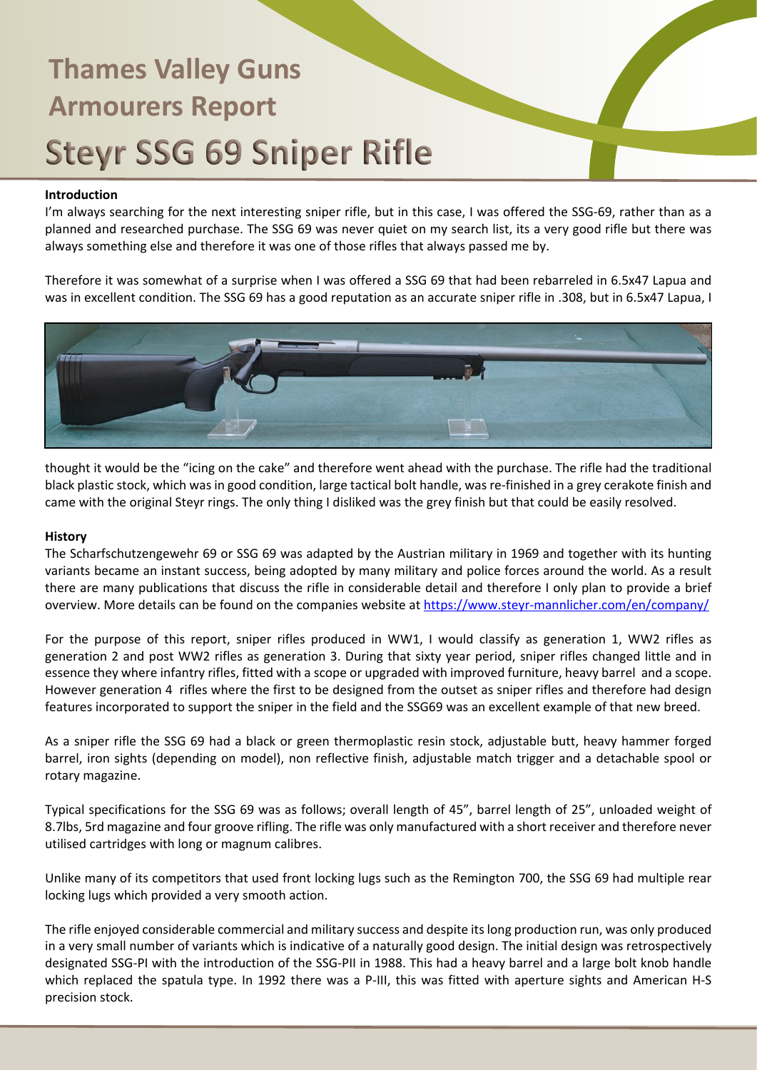# Thames Valley Guns Armourers Report

# Steyr SSG 69 Sniper Rifle

**Introduction**

I'm always searching for the next interesting sniper rifle, but in this case, I was offered the SSG-69, rather than as a planned and researched purchase. The SSG 69 was never quiet on my search list, its a very good rifle but there was always something else and therefore it was one of those rifles that always passed me by.

Therefore it was somewhat of a surprise when I was offered a SSG 69 that had been rebarreled in 6.5x47 Lapua and was in excellent condition. The SSG 69 has a good reputation as an accurate sniper rifle in .308, but in 6.5x47 Lapua, I thought it would be the "icing on the cake" and therefore went ahead with the purchase. The rifle had the traditional black plastic stock, which was in good condition, large tactical bolt handle, was re-finished in a grey cerakote finish and came with the original Steyr rings. The only thing I disliked was the grey finish but that could be easily resolved.

**History**

The Scharfschutzengewehr 69 or SSG 69 was adapted by the Austrian military in 1969 and together with its hunting variants became an instant success, being adopted by many military and police forces around the world. As a result there are many publications that discuss the rifle in considerable detail and therefore I only plan to provide a brief overview. More details can be found on the companies website at https://www.steyr-mannlicher.com/en/company/

For the purpose of this report, sniper rifles produced in WW1, I would classify as generation 1, WW2 rifles as generation 2 and post WW2 rifles as generation 3. During that sixty year period, sniper rifles changed little and in essence they where infantry rifles, fitted with a scope or upgraded with improved furniture, heavy barrel and a scope. However generation 4 rifles where the first to be designed from the outset as sniper rifles and therefore had design features incorporated to support the sniper in the field and the SSG69 was an excellent example of that new breed.

As a sniper rifle the SSG 69 had a black or green thermoplastic resin stock, adjustable butt, heavy hammer forged barrel, iron sights (depending on model), non reflective finish, adjustable match trigger and a detachable spool or rotary magazine.

Typical specifications for the SSG 69 was as follows; overall length of 45", barrel length of 25", unloaded weight of 8.7lbs, 5rd magazine and four groove rifling. The rifle was only manufactured with a short receiver and therefore never utilised cartridges with long or magnum calibres.

Unlike many of its competitors that used front locking lugs such as the Remington 700, the SSG 69 had multiple rear locking lugs which provided a very smooth action.

The rifle enjoyed considerable commercial and military success and despite its long production run, was only produced in a very small number of variants which is indicative of a naturally good design. The initial design was retrospectively designated SSG-PI with the introduction of the SSG-PII in 1988. This had a heavy barrel and a large bolt knob handle which replaced the spatula type. In 1992 there was a P-III, this was fitted with aperture sights and American H-S precision stock.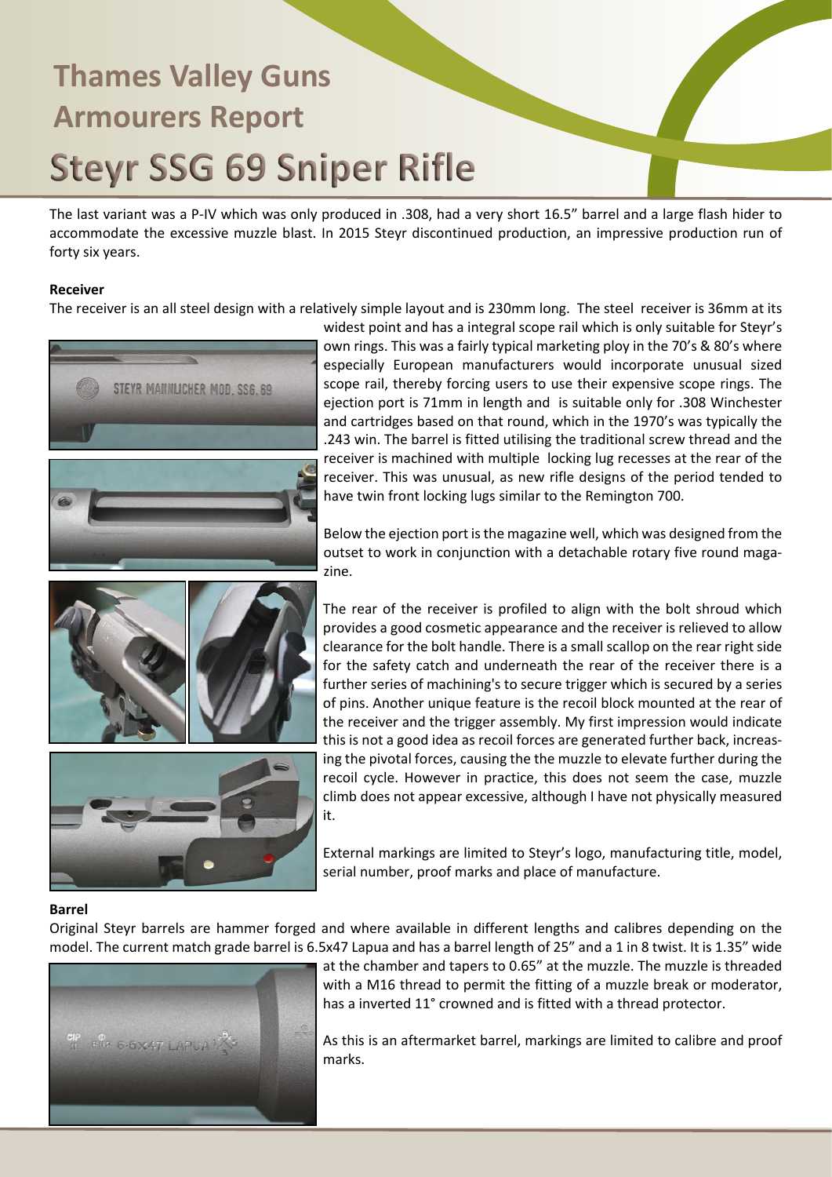# Thames Valley Guns Armourers Report

# Steyr SSG 69 Sniper Rifle

The last variant was a P-IV which was only produced in .308, had a very short 16.5" barrel and a large flash hider to accommodate the excessive muzzle blast. In 2015 Steyr discontinued production, an impressive production run of forty six years.

**Receiver**

The receiver is an all steel design with a relatively simple layout and is 230mm long. The steel receiver is 36mm at its widest point and has a integral scope rail which is only suitable for Steyr's own rings. This was a fairly typical marketing ploy in the 70's & 80's where especially European manufacturers would incorporate unusual sized scope rail, thereby forcing users to use their expensive scope rings. The ejection port is 71mm in length and is suitable only for .308 Winchester and cartridges based on that round, which in the 1970's was typically the .243 win. The barrel is fitted utilising the traditional screw thread and the receiver is machined with multiple locking lug recesses at the rear of the receiver. This was unusual, as new rifle designs of the period tended to have twin front locking lugs similar to the Remington 700.

Below the ejection port is the magazine well, which was designed from the outset to work in conjunction with a detachable rotary five round magazine.

The rear of the receiver is profiled to align with the bolt shroud which provides a good cosmetic appearance and the receiver is relieved to allow clearance for the bolt handle. There is a small scallop on the rear right side for the safety catch and underneath the rear of the receiver there is a further series of machining's to secure trigger which is secured by a series of pins. Another unique feature is the recoil block mounted at the rear of the receiver and the trigger assembly. My first impression would indicate this is not a good idea as recoil forces are generated further back, increasing the pivotal forces, causing the the muzzle to elevate further during the recoil cycle. However in practice, this does not seem the case, muzzle climb does not appear excessive, although I have not physically measured it.

External markings are limited to Steyr's logo, manufacturing title, model, serial number, proof marks and place of manufacture.

**Barrel**

Original Steyr barrels are hammer forged and where available in different lengths and calibres depending on the model. The current match grade barrel is 6.5x47 Lapua and has a barrel length of 25" and a 1 in 8 twist. It is 1.35" wide at the chamber and tapers to 0.65" at the muzzle. The muzzle is threaded with a M16 thread to permit the fitting of a muzzle break or moderator, has a inverted 11° crowned and is fitted with a thread protector.

As this is an aftermarket barrel, markings are limited to calibre and proof marks.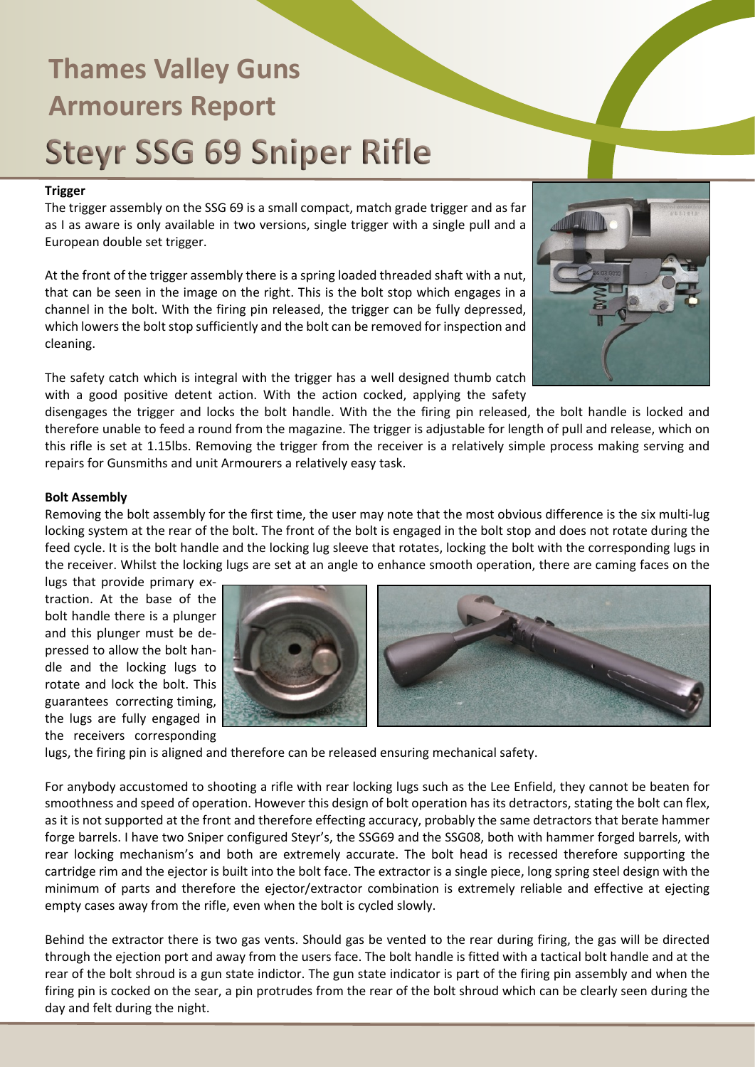# Thames Valley Guns Armourers Report

# Steyr SSG 69 Sniper Rifle

**Trigger**

The trigger assembly on the SSG 69 is a small compact, match grade trigger and as far as I as aware is only available in two versions, single trigger with a single pull and a European double set trigger.

At the front of the trigger assembly there is a spring loaded threaded shaft with a nut, that can be seen in the image on the right. This is the bolt stop which engages in a channel in the bolt. With the firing pin released, the trigger can be fully depressed, which lowers the bolt stop sufficiently and the bolt can be removed for inspection and cleaning.

The safety catch which is integral with the trigger has a well designed thumb catch with a good positive detent action. With the action cocked, applying the safety disengages the trigger and locks the bolt handle. With the the firing pin released, the bolt handle is locked and therefore unable to feed a round from the magazine. The trigger is adjustable for length of pull and release, which on this rifle is set at 1.15lbs. Removing the trigger from the receiver is a relatively simple process making serving and repairs for Gunsmiths and unit Armourers a relatively easy task.

**Bolt Assembly**

Removing the bolt assembly for the first time, the user may note that the most obvious difference is the six multi-lug locking system at the rear of the bolt. The front of the bolt is engaged in the bolt stop and does not rotate during the feed cycle. It is the bolt handle and the locking lug sleeve that rotates, locking the bolt with the corresponding lugs in the receiver. Whilst the locking lugs are set at an angle to enhance smooth operation, there are caming faces on the lugs that provide primary extraction. At the base of the bolt handle there is a plunger and this plunger must be depressed to allow the bolt handle and the locking lugs to rotate and lock the bolt. This guarantees correcting timing, the lugs are fully engaged in the receivers corresponding lugs, the firing pin is aligned and therefore can be released ensuring mechanical safety.

For anybody accustomed to shooting a rifle with rear locking lugs such as the Lee Enfield, they cannot be beaten for smoothness and speed of operation. However this design of bolt operation has its detractors, stating the bolt can flex, as it is not supported at the front and therefore effecting accuracy, probably the same detractors that berate hammer forge barrels. I have two Sniper configured Steyr's, the SSG69 and the SSG08, both with hammer forged barrels, with rear locking mechanism's and both are extremely accurate. The bolt head is recessed therefore supporting the cartridge rim and the ejector is built into the bolt face. The extractor is a single piece, long spring steel design with the minimum of parts and therefore the ejector/extractor combination is extremely reliable and effective at ejecting empty cases away from the rifle, even when the bolt is cycled slowly.

Behind the extractor there is two gas vents. Should gas be vented to the rear during firing, the gas will be directed through the ejection port and away from the users face. The bolt handle is fitted with a tactical bolt handle and at the rear of the bolt shroud is a gun state indictor. The gun state indicator is part of the firing pin assembly and when the firing pin is cocked on the sear, a pin protrudes from the rear of the bolt shroud which can be clearly seen during the day and felt during the night.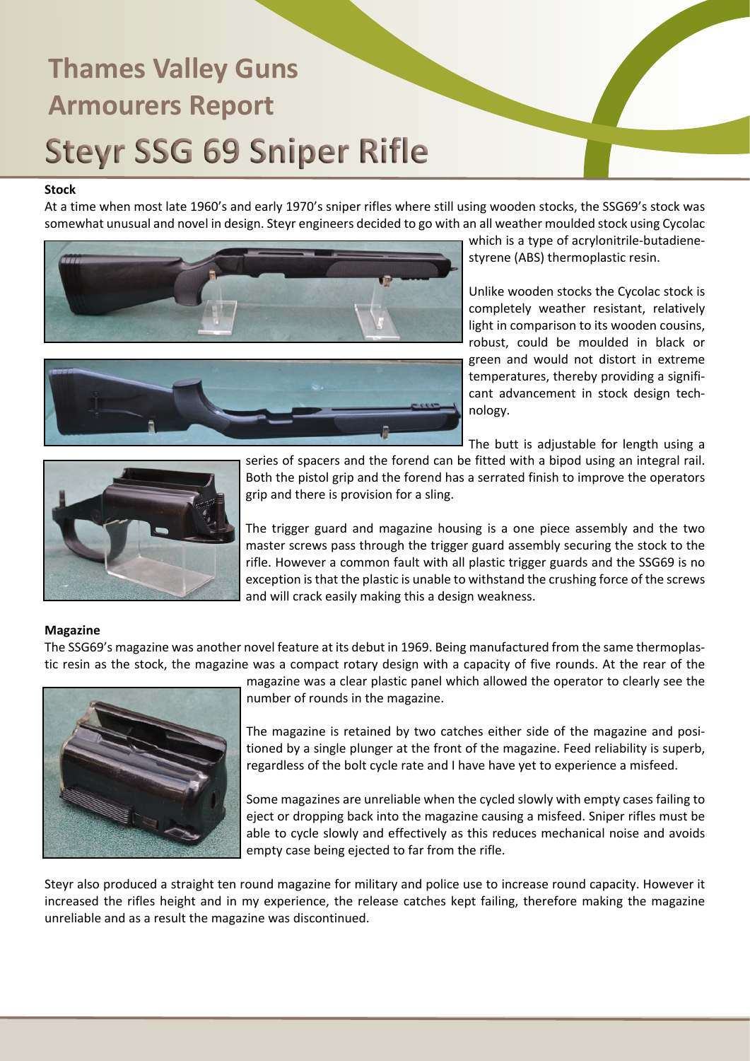# Thames Valley Guns Armourers Report

# Steyr SSG 69 Sniper Rifle

**Stock**

At a time when most late 1960's and early 1970's sniper rifles where still using wooden stocks, the SSG69's stock was somewhat unusual and novel in design. Steyr engineers decided to go with an all weather moulded stock using Cycolac which is a type of acrylonitrile-butadiene-styrene (ABS) thermoplastic resin.

Unlike wooden stocks the Cycolac stock is completely weather resistant, relatively light in comparison to its wooden cousins, robust, could be moulded in black or green and would not distort in extreme temperatures, thereby providing a significant advancement in stock design technology.

The butt is adjustable for length using a series of spacers and the forend can be fitted with a bipod using an integral rail. Both the pistol grip and the forend has a serrated finish to improve the operators grip and there is provision for a sling.

The trigger guard and magazine housing is a one piece assembly and the two master screws pass through the trigger guard assembly securing the stock to the rifle. However a common fault with all plastic trigger guards and the SSG69 is no exception is that the plastic is unable to withstand the crushing force of the screws and will crack easily making this a design weakness.

**Magazine**

The SSG69's magazine was another novel feature at its debut in 1969. Being manufactured from the same thermoplastic resin as the stock, the magazine was a compact rotary design with a capacity of five rounds. At the rear of the magazine was a clear plastic panel which allowed the operator to clearly see the number of rounds in the magazine.

The magazine is retained by two catches either side of the magazine and positioned by a single plunger at the front of the magazine. Feed reliability is superb, regardless of the bolt cycle rate and I have have yet to experience a misfeed.

Some magazines are unreliable when the cycled slowly with empty cases failing to eject or dropping back into the magazine causing a misfeed. Sniper rifles must be able to cycle slowly and effectively as this reduces mechanical noise and avoids empty case being ejected to far from the rifle.

Steyr also produced a straight ten round magazine for military and police use to increase round capacity. However it increased the rifles height and in my experience, the release catches kept failing, therefore making the magazine unreliable and as a result the magazine was discontinued.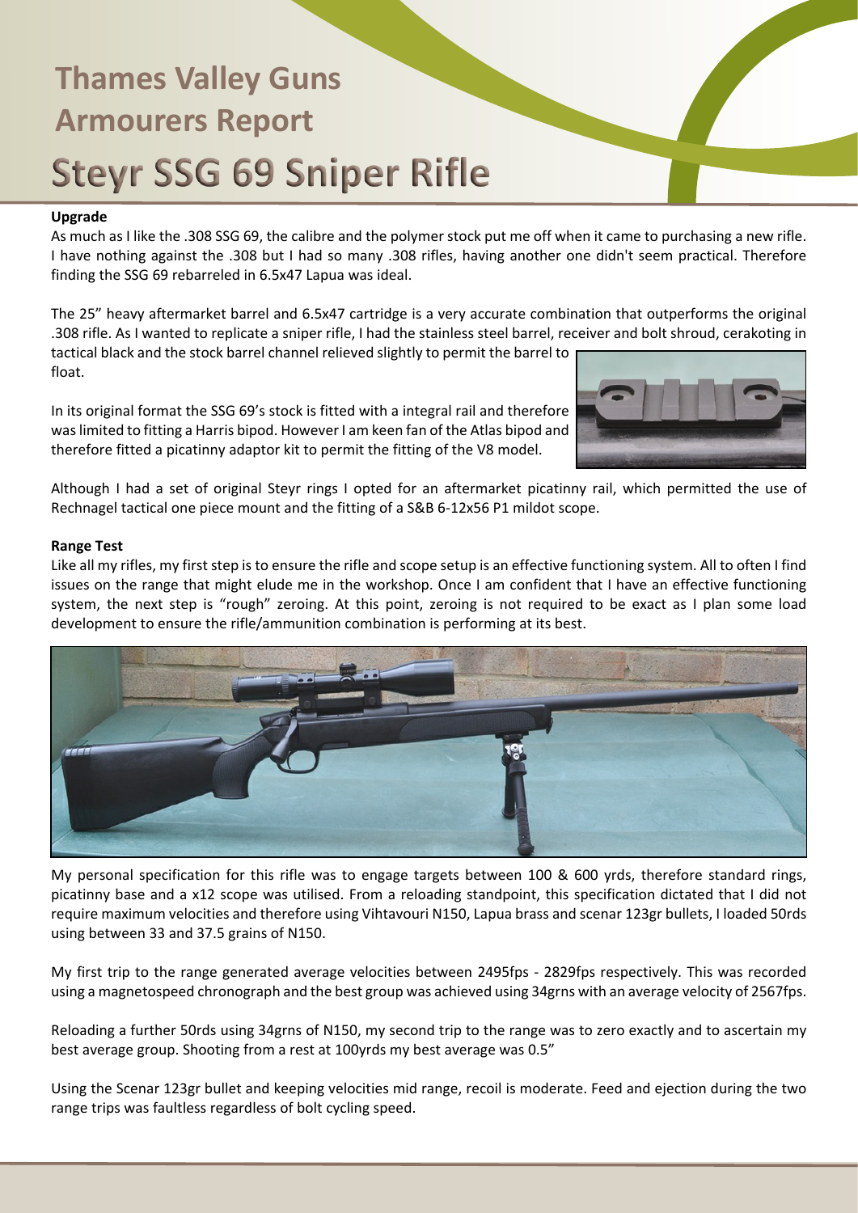# Thames Valley Guns Armourers Report

# Steyr SSG 69 Sniper Rifle

**Upgrade**

As much as I like the .308 SSG 69, the calibre and the polymer stock put me off when it came to purchasing a new rifle. I have nothing against the .308 but I had so many .308 rifles, having another one didn't seem practical. Therefore finding the SSG 69 rebarreled in 6.5x47 Lapua was ideal.

The 25" heavy aftermarket barrel and 6.5x47 cartridge is a very accurate combination that outperforms the original .308 rifle. As I wanted to replicate a sniper rifle, I had the stainless steel barrel, receiver and bolt shroud, cerakoting in tactical black and the stock barrel channel relieved slightly to permit the barrel to float.

In its original format the SSG 69's stock is fitted with a integral rail and therefore was limited to fitting a Harris bipod. However I am keen fan of the Atlas bipod and therefore fitted a picatinny adaptor kit to permit the fitting of the V8 model.

Although I had a set of original Steyr rings I opted for an aftermarket picatinny rail, which permitted the use of Rechnagel tactical one piece mount and the fitting of a S&B 6-12x56 P1 mildot scope.

**Range Test**

Like all my rifles, my first step is to ensure the rifle and scope setup is an effective functioning system. All to often I find issues on the range that might elude me in the workshop. Once I am confident that I have an effective functioning system, the next step is "rough" zeroing. At this point, zeroing is not required to be exact as I plan some load development to ensure the rifle/ammunition combination is performing at its best.

My personal specification for this rifle was to engage targets between 100 & 600 yrds, therefore standard rings, picatinny base and a x12 scope was utilised. From a reloading standpoint, this specification dictated that I did not require maximum velocities and therefore using Vihtavouri N150, Lapua brass and scenar 123gr bullets, I loaded 50rds using between 33 and 37.5 grains of N150.

My first trip to the range generated average velocities between 2495fps - 2829fps respectively. This was recorded using a magnetospeed chronograph and the best group was achieved using 34grns with an average velocity of 2567fps.

Reloading a further 50rds using 34grns of N150, my second trip to the range was to zero exactly and to ascertain my best average group. Shooting from a rest at 100yrds my best average was 0.5"

Using the Scenar 123gr bullet and keeping velocities mid range, recoil is moderate. Feed and ejection during the two range trips was faultless regardless of bolt cycling speed.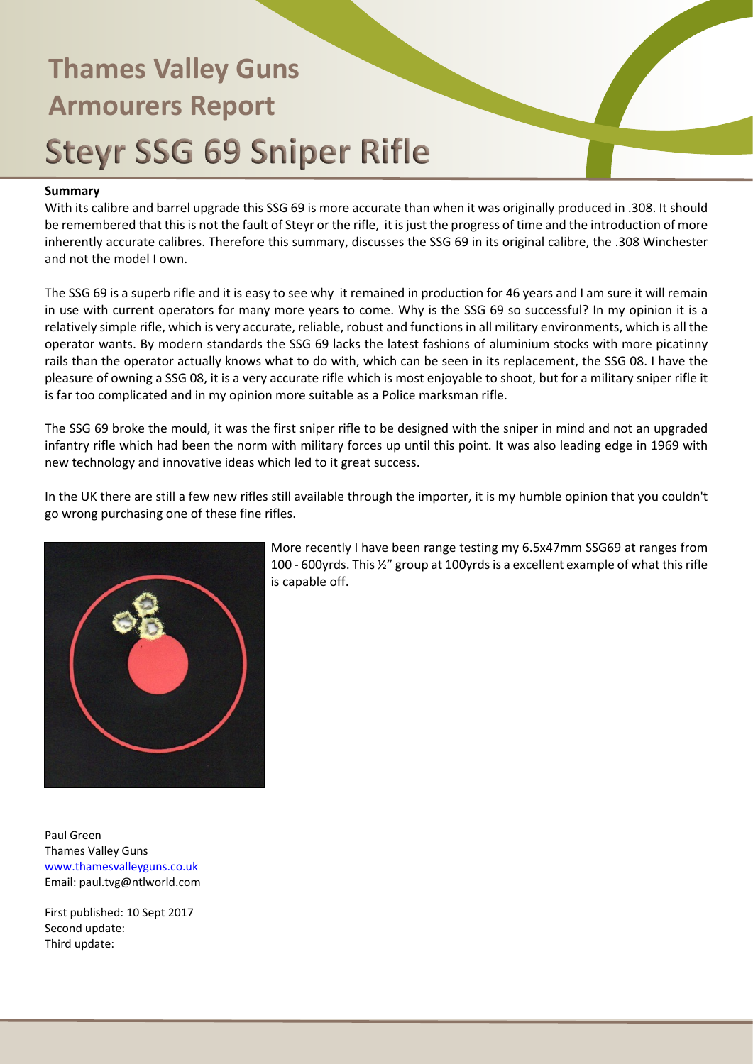# Thames Valley Guns Armourers Report

# Steyr SSG 69 Sniper Rifle

**Summary**

With its calibre and barrel upgrade this SSG 69 is more accurate than when it was originally produced in .308. It should be remembered that this is not the fault of Steyr or the rifle, it is just the progress of time and the introduction of more inherently accurate calibres. Therefore this summary, discusses the SSG 69 in its original calibre, the .308 Winchester and not the model I own.

The SSG 69 is a superb rifle and it is easy to see why it remained in production for 46 years and I am sure it will remain in use with current operators for many more years to come. Why is the SSG 69 so successful? In my opinion it is a relatively simple rifle, which is very accurate, reliable, robust and functions in all military environments, which is all the operator wants. By modern standards the SSG 69 lacks the latest fashions of aluminium stocks with more picatinny rails than the operator actually knows what to do with, which can be seen in its replacement, the SSG 08. I have the pleasure of owning a SSG 08, it is a very accurate rifle which is most enjoyable to shoot, but for a military sniper rifle it is far too complicated and in my opinion more suitable as a Police marksman rifle.

The SSG 69 broke the mould, it was the first sniper rifle to be designed with the sniper in mind and not an upgraded infantry rifle which had been the norm with military forces up until this point. It was also leading edge in 1969 with new technology and innovative ideas which led to it great success.

In the UK there are still a few new rifles still available through the importer, it is my humble opinion that you couldn't go wrong purchasing one of these fine rifles.

More recently I have been range testing my 6.5x47mm SSG69 at ranges from 100 - 600yrds. This ½" group at 100yrds is a excellent example of what this rifle is capable off.

Paul Green
Thames Valley Guns
www.thamesvalleyguns.co.uk
Email: paul.tvg@ntlworld.com

First published: 10 Sept 2017
Second update:
Third update: